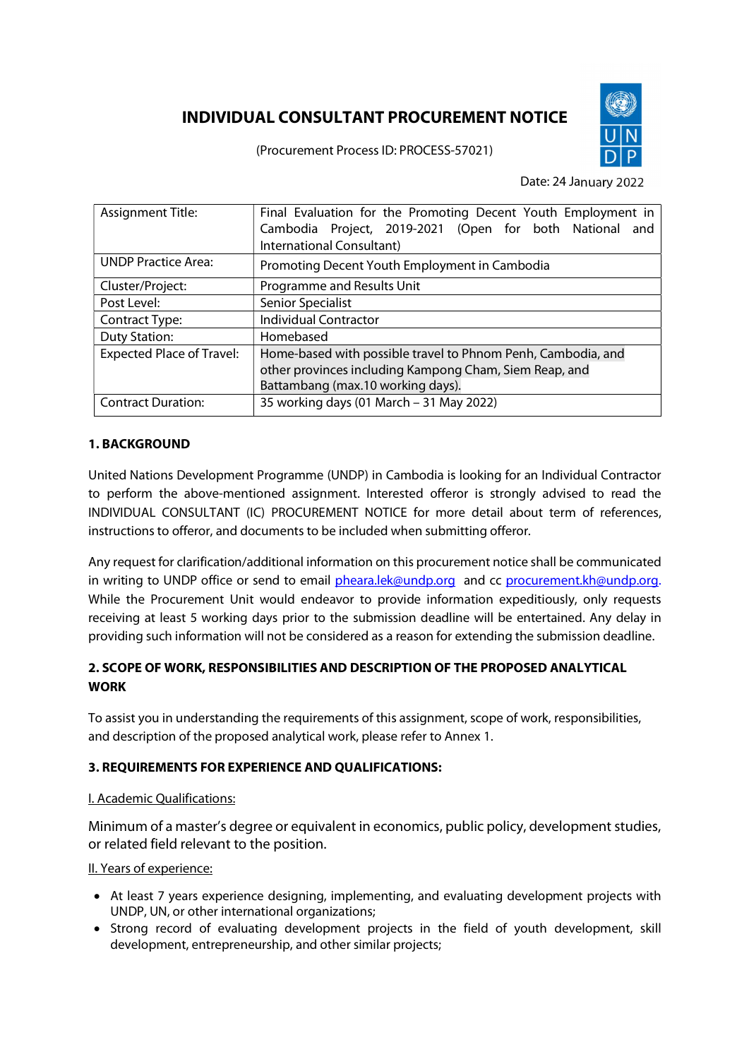# INDIVIDUAL CONSULTANT PROCUREMENT NOTICE

(Procurement Process ID: PROCESS-57021)

Date: 24 January 2022

| | |
|---|---|
| Assignment Title: | Final Evaluation for the Promoting Decent Youth Employment in Cambodia Project, 2019-2021 (Open for both National and International Consultant) |
| UNDP Practice Area: | Promoting Decent Youth Employment in Cambodia |
| Cluster/Project: | Programme and Results Unit |
| Post Level: | Senior Specialist |
| Contract Type: | Individual Contractor |
| Duty Station: | Homebased |
| Expected Place of Travel: | Home-based with possible travel to Phnom Penh, Cambodia, and other provinces including Kampong Cham, Siem Reap, and Battambang (max.10 working days). |
| Contract Duration: | 35 working days (01 March – 31 May 2022) |

## 1. BACKGROUND

United Nations Development Programme (UNDP) in Cambodia is looking for an Individual Contractor to perform the above-mentioned assignment. Interested offeror is strongly advised to read the INDIVIDUAL CONSULTANT (IC) PROCUREMENT NOTICE for more detail about term of references, instructions to offeror, and documents to be included when submitting offeror.

Any request for clarification/additional information on this procurement notice shall be communicated in writing to UNDP office or send to email pheara.lek@undp.org and cc procurement.kh@undp.org. While the Procurement Unit would endeavor to provide information expeditiously, only requests receiving at least 5 working days prior to the submission deadline will be entertained. Any delay in providing such information will not be considered as a reason for extending the submission deadline.

## 2. SCOPE OF WORK, RESPONSIBILITIES AND DESCRIPTION OF THE PROPOSED ANALYTICAL WORK

To assist you in understanding the requirements of this assignment, scope of work, responsibilities, and description of the proposed analytical work, please refer to Annex 1.

## 3. REQUIREMENTS FOR EXPERIENCE AND QUALIFICATIONS:

I. Academic Qualifications:

Minimum of a master's degree or equivalent in economics, public policy, development studies, or related field relevant to the position.

II. Years of experience:

- At least 7 years experience designing, implementing, and evaluating development projects with UNDP, UN, or other international organizations;
- Strong record of evaluating development projects in the field of youth development, skill development, entrepreneurship, and other similar projects;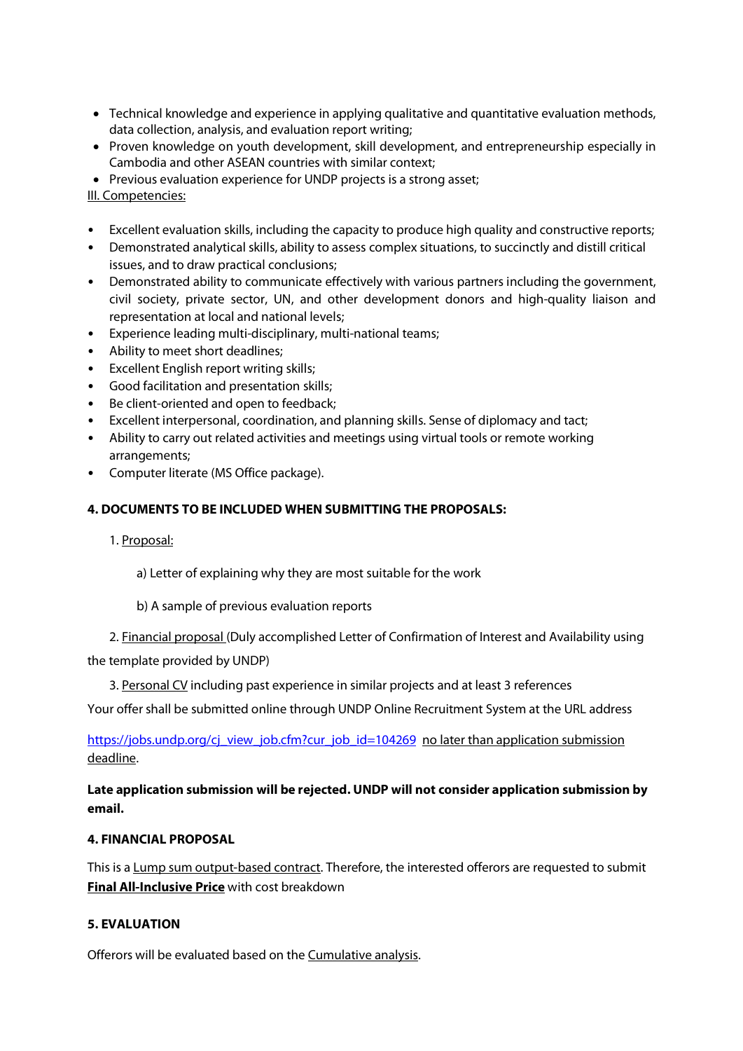- Technical knowledge and experience in applying qualitative and quantitative evaluation methods, data collection, analysis, and evaluation report writing;
- Proven knowledge on youth development, skill development, and entrepreneurship especially in Cambodia and other ASEAN countries with similar context;
- Previous evaluation experience for UNDP projects is a strong asset;

III. Competencies:

- Excellent evaluation skills, including the capacity to produce high quality and constructive reports;
- Demonstrated analytical skills, ability to assess complex situations, to succinctly and distill critical issues, and to draw practical conclusions;
- Demonstrated ability to communicate effectively with various partners including the government, civil society, private sector, UN, and other development donors and high-quality liaison and representation at local and national levels;
- Experience leading multi-disciplinary, multi-national teams;
- Ability to meet short deadlines;
- Excellent English report writing skills;
- Good facilitation and presentation skills;
- Be client-oriented and open to feedback;
- Excellent interpersonal, coordination, and planning skills. Sense of diplomacy and tact;
- Ability to carry out related activities and meetings using virtual tools or remote working arrangements;
- Computer literate (MS Office package).

**4. DOCUMENTS TO BE INCLUDED WHEN SUBMITTING THE PROPOSALS:**

1. Proposal:

   a) Letter of explaining why they are most suitable for the work

   b) A sample of previous evaluation reports

2. Financial proposal (Duly accomplished Letter of Confirmation of Interest and Availability using the template provided by UNDP)

3. Personal CV including past experience in similar projects and at least 3 references

Your offer shall be submitted online through UNDP Online Recruitment System at the URL address

https://jobs.undp.org/cj_view_job.cfm?cur_job_id=104269 no later than application submission deadline.

**Late application submission will be rejected. UNDP will not consider application submission by email.**

**4. FINANCIAL PROPOSAL**

This is a Lump sum output-based contract. Therefore, the interested offerors are requested to submit **Final All-Inclusive Price** with cost breakdown

**5. EVALUATION**

Offerors will be evaluated based on the Cumulative analysis.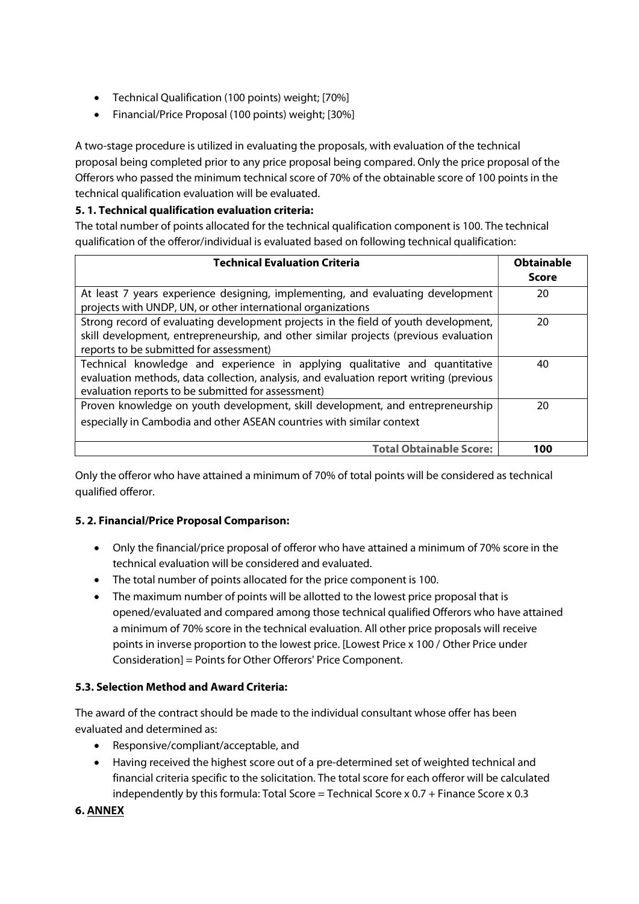- Technical Qualification (100 points) weight; [70%]
- Financial/Price Proposal (100 points) weight; [30%]

A two-stage procedure is utilized in evaluating the proposals, with evaluation of the technical proposal being completed prior to any price proposal being compared. Only the price proposal of the Offerors who passed the minimum technical score of 70% of the obtainable score of 100 points in the technical qualification evaluation will be evaluated.

**5. 1. Technical qualification evaluation criteria:**

The total number of points allocated for the technical qualification component is 100. The technical qualification of the offeror/individual is evaluated based on following technical qualification:

| Technical Evaluation Criteria | Obtainable Score |
|---|---|
| At least 7 years experience designing, implementing, and evaluating development projects with UNDP, UN, or other international organizations | 20 |
| Strong record of evaluating development projects in the field of youth development, skill development, entrepreneurship, and other similar projects (previous evaluation reports to be submitted for assessment) | 20 |
| Technical knowledge and experience in applying qualitative and quantitative evaluation methods, data collection, analysis, and evaluation report writing (previous evaluation reports to be submitted for assessment) | 40 |
| Proven knowledge on youth development, skill development, and entrepreneurship especially in Cambodia and other ASEAN countries with similar context | 20 |
| **Total Obtainable Score:** | **100** |

Only the offeror who have attained a minimum of 70% of total points will be considered as technical qualified offeror.

**5. 2. Financial/Price Proposal Comparison:**

- Only the financial/price proposal of offeror who have attained a minimum of 70% score in the technical evaluation will be considered and evaluated.
- The total number of points allocated for the price component is 100.
- The maximum number of points will be allotted to the lowest price proposal that is opened/evaluated and compared among those technical qualified Offerors who have attained a minimum of 70% score in the technical evaluation. All other price proposals will receive points in inverse proportion to the lowest price. [Lowest Price x 100 / Other Price under Consideration] = Points for Other Offerors' Price Component.

**5.3. Selection Method and Award Criteria:**

The award of the contract should be made to the individual consultant whose offer has been evaluated and determined as:

- Responsive/compliant/acceptable, and
- Having received the highest score out of a pre-determined set of weighted technical and financial criteria specific to the solicitation. The total score for each offeror will be calculated independently by this formula: Total Score = Technical Score x 0.7 + Finance Score x 0.3

**6. ANNEX**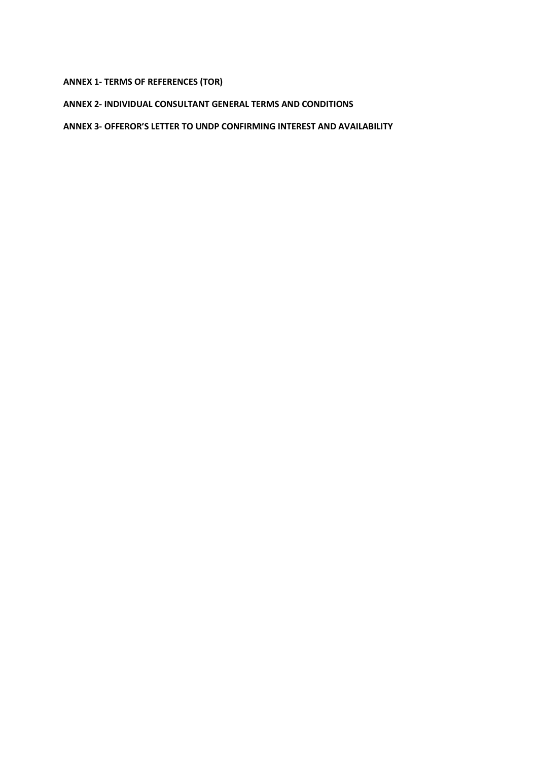**ANNEX 1- TERMS OF REFERENCES (TOR)**

**ANNEX 2- INDIVIDUAL CONSULTANT GENERAL TERMS AND CONDITIONS**

**ANNEX 3- OFFEROR'S LETTER TO UNDP CONFIRMING INTEREST AND AVAILABILITY**